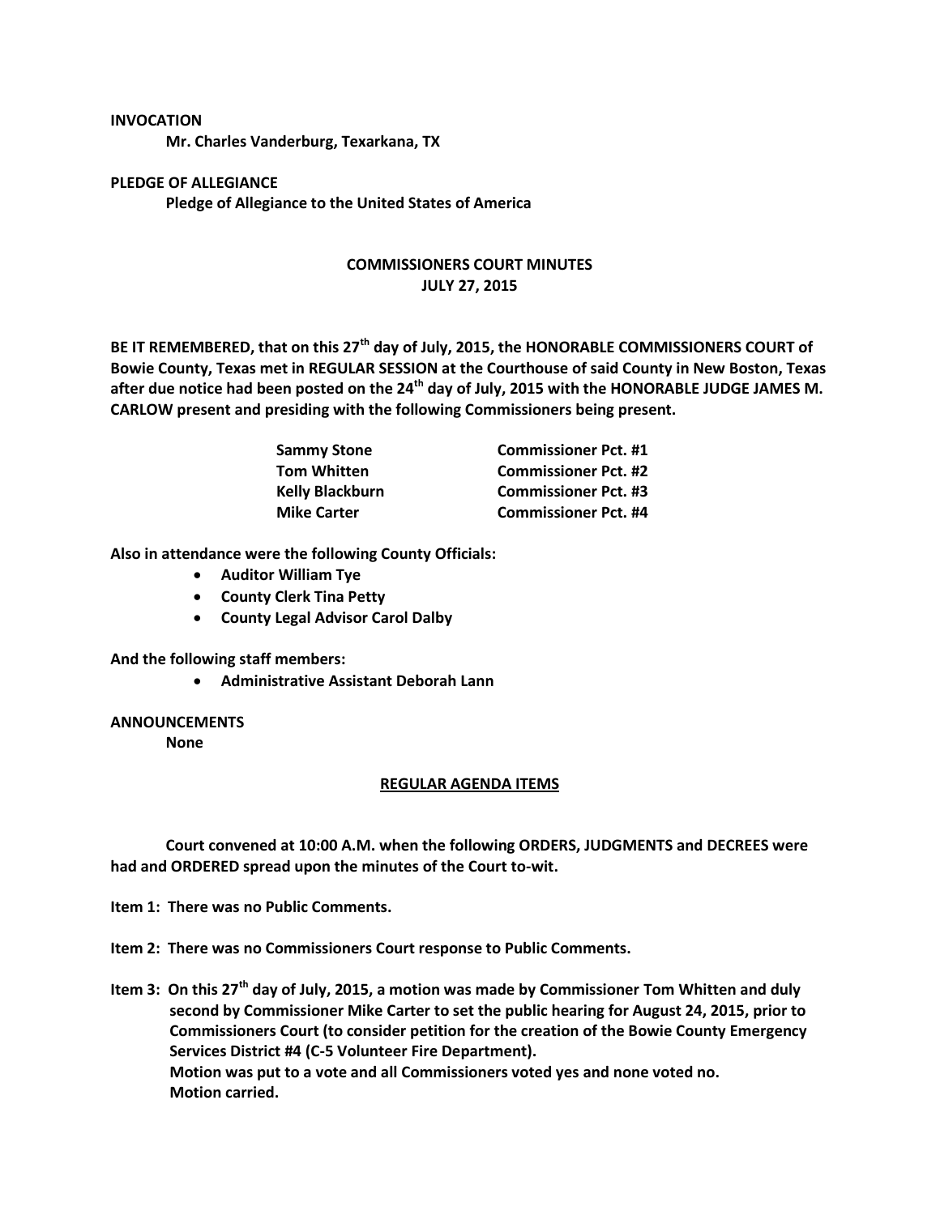**INVOCATION**

**Mr. Charles Vanderburg, Texarkana, TX**

**PLEDGE OF ALLEGIANCE**

**Pledge of Allegiance to the United States of America**

# COMMISSIONERS COURT MINUTES
## JULY 27, 2015

**BE IT REMEMBERED, that on this 27th day of July, 2015, the HONORABLE COMMISSIONERS COURT of Bowie County, Texas met in REGULAR SESSION at the Courthouse of said County in New Boston, Texas after due notice had been posted on the 24th day of July, 2015 with the HONORABLE JUDGE JAMES M. CARLOW present and presiding with the following Commissioners being present.**

| | |
|---|---|
| **Sammy Stone** | **Commissioner Pct. #1** |
| **Tom Whitten** | **Commissioner Pct. #2** |
| **Kelly Blackburn** | **Commissioner Pct. #3** |
| **Mike Carter** | **Commissioner Pct. #4** |

**Also in attendance were the following County Officials:**

- **Auditor William Tye**
- **County Clerk Tina Petty**
- **County Legal Advisor Carol Dalby**

**And the following staff members:**

- **Administrative Assistant Deborah Lann**

**ANNOUNCEMENTS**

**None**

## REGULAR AGENDA ITEMS

**Court convened at 10:00 A.M. when the following ORDERS, JUDGMENTS and DECREES were had and ORDERED spread upon the minutes of the Court to-wit.**

**Item 1: There was no Public Comments.**

**Item 2: There was no Commissioners Court response to Public Comments.**

**Item 3: On this 27th day of July, 2015, a motion was made by Commissioner Tom Whitten and duly second by Commissioner Mike Carter to set the public hearing for August 24, 2015, prior to Commissioners Court (to consider petition for the creation of the Bowie County Emergency Services District #4 (C-5 Volunteer Fire Department).**
**Motion was put to a vote and all Commissioners voted yes and none voted no.**
**Motion carried.**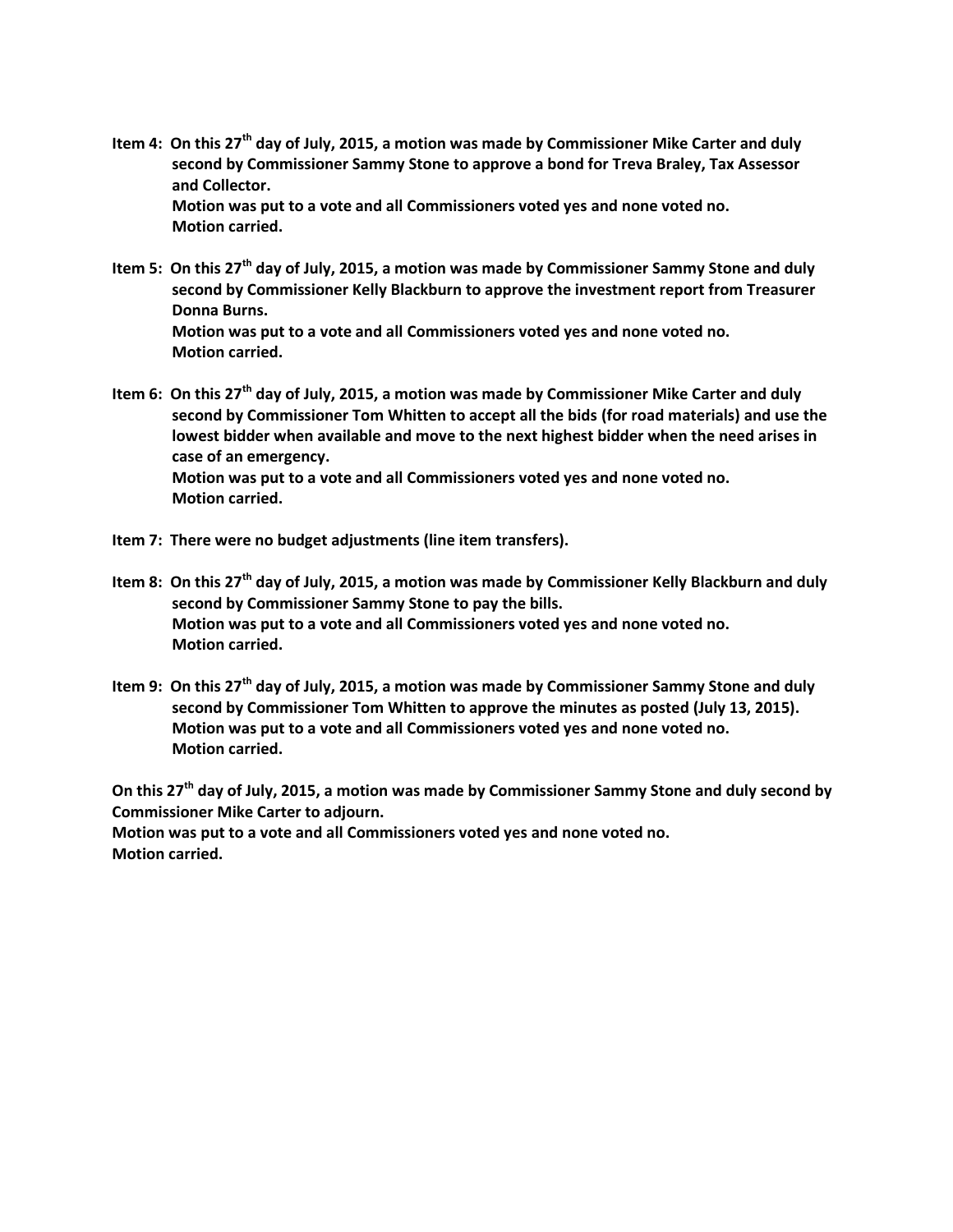**Item 4: On this 27th day of July, 2015, a motion was made by Commissioner Mike Carter and duly second by Commissioner Sammy Stone to approve a bond for Treva Braley, Tax Assessor and Collector.**
**Motion was put to a vote and all Commissioners voted yes and none voted no.**
**Motion carried.**

**Item 5: On this 27th day of July, 2015, a motion was made by Commissioner Sammy Stone and duly second by Commissioner Kelly Blackburn to approve the investment report from Treasurer Donna Burns.**
**Motion was put to a vote and all Commissioners voted yes and none voted no.**
**Motion carried.**

**Item 6: On this 27th day of July, 2015, a motion was made by Commissioner Mike Carter and duly second by Commissioner Tom Whitten to accept all the bids (for road materials) and use the lowest bidder when available and move to the next highest bidder when the need arises in case of an emergency.**
**Motion was put to a vote and all Commissioners voted yes and none voted no.**
**Motion carried.**

**Item 7: There were no budget adjustments (line item transfers).**

**Item 8: On this 27th day of July, 2015, a motion was made by Commissioner Kelly Blackburn and duly second by Commissioner Sammy Stone to pay the bills.**
**Motion was put to a vote and all Commissioners voted yes and none voted no.**
**Motion carried.**

**Item 9: On this 27th day of July, 2015, a motion was made by Commissioner Sammy Stone and duly second by Commissioner Tom Whitten to approve the minutes as posted (July 13, 2015).**
**Motion was put to a vote and all Commissioners voted yes and none voted no.**
**Motion carried.**

**On this 27th day of July, 2015, a motion was made by Commissioner Sammy Stone and duly second by Commissioner Mike Carter to adjourn.**
**Motion was put to a vote and all Commissioners voted yes and none voted no.**
**Motion carried.**